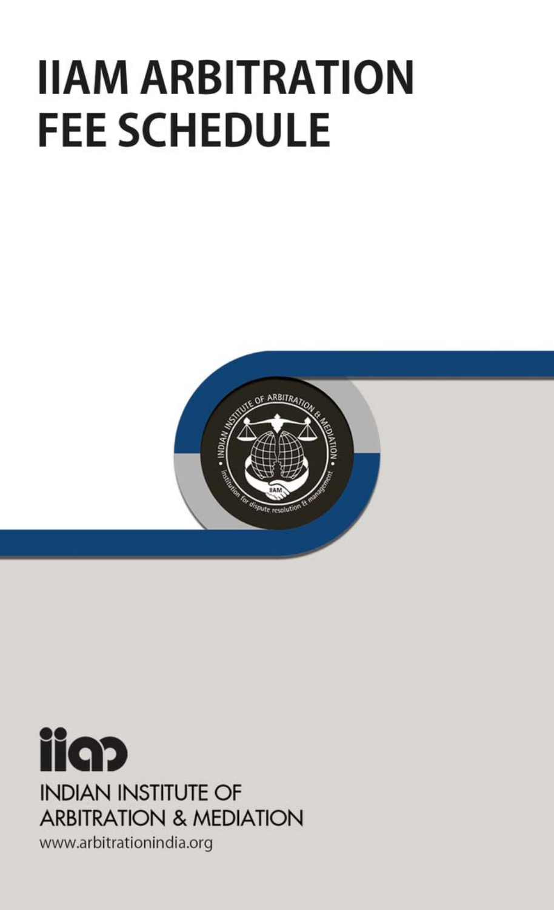# IIAM ARBITRATION FEE SCHEDULE

INDIAN INSTITUTE OF ARBITRATION & MEDIATION

www.arbitrationindia.org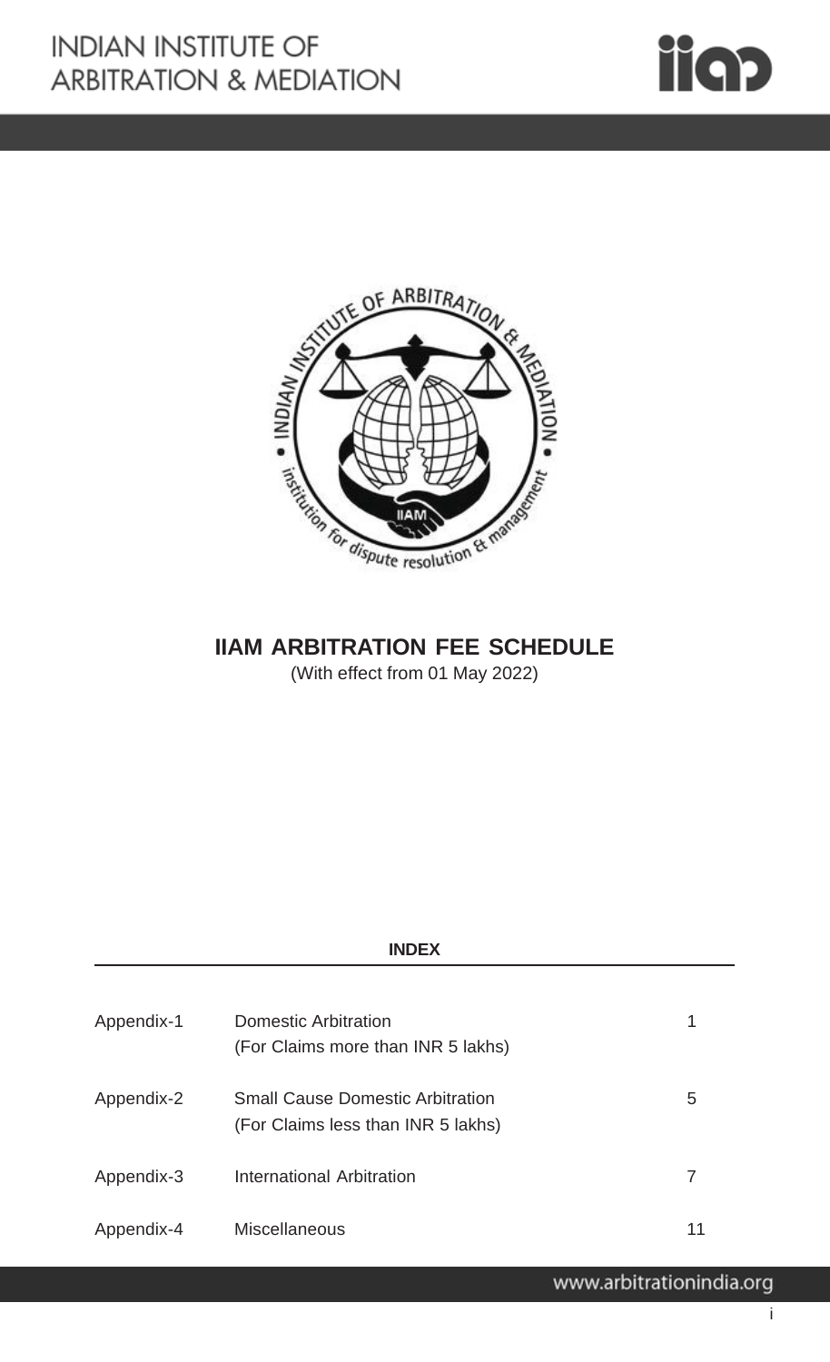# INDIAN INSTITUTE OF ARBITRATION & MEDIATION

## IIAM ARBITRATION FEE SCHEDULE

(With effect from 01 May 2022)

**INDEX**

| | | |
|---|---|---|
| Appendix-1 | Domestic Arbitration (For Claims more than INR 5 lakhs) | 1 |
| Appendix-2 | Small Cause Domestic Arbitration (For Claims less than INR 5 lakhs) | 5 |
| Appendix-3 | International Arbitration | 7 |
| Appendix-4 | Miscellaneous | 11 |

www.arbitrationindia.org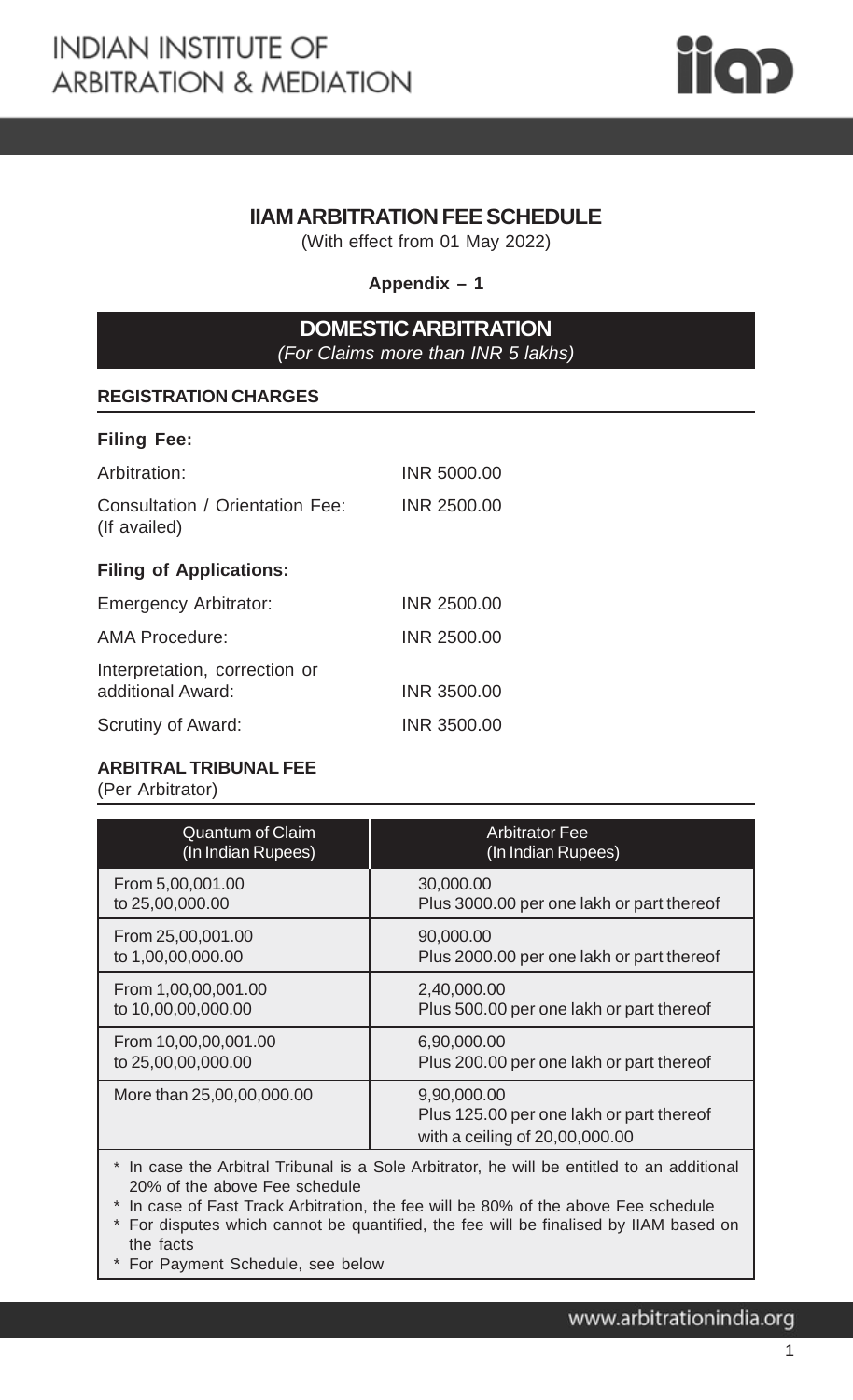# IIAM ARBITRATION FEE SCHEDULE

(With effect from 01 May 2022)

**Appendix – 1**

## DOMESTIC ARBITRATION

*(For Claims more than INR 5 lakhs)*

### REGISTRATION CHARGES

**Filing Fee:**

| | |
|---|---|
| Arbitration: | INR 5000.00 |
| Consultation / Orientation Fee: (If availed) | INR 2500.00 |

**Filing of Applications:**

| | |
|---|---|
| Emergency Arbitrator: | INR 2500.00 |
| AMA Procedure: | INR 2500.00 |
| Interpretation, correction or additional Award: | INR 3500.00 |
| Scrutiny of Award: | INR 3500.00 |

### ARBITRAL TRIBUNAL FEE

(Per Arbitrator)

| Quantum of Claim (In Indian Rupees) | Arbitrator Fee (In Indian Rupees) |
|---|---|
| From 5,00,001.00 to 25,00,000.00 | 30,000.00 Plus 3000.00 per one lakh or part thereof |
| From 25,00,001.00 to 1,00,00,000.00 | 90,000.00 Plus 2000.00 per one lakh or part thereof |
| From 1,00,00,001.00 to 10,00,00,000.00 | 2,40,000.00 Plus 500.00 per one lakh or part thereof |
| From 10,00,00,001.00 to 25,00,00,000.00 | 6,90,000.00 Plus 200.00 per one lakh or part thereof |
| More than 25,00,00,000.00 | 9,90,000.00 Plus 125.00 per one lakh or part thereof with a ceiling of 20,00,000.00 |

\* In case the Arbitral Tribunal is a Sole Arbitrator, he will be entitled to an additional 20% of the above Fee schedule

\* In case of Fast Track Arbitration, the fee will be 80% of the above Fee schedule

\* For disputes which cannot be quantified, the fee will be finalised by IIAM based on the facts

\* For Payment Schedule, see below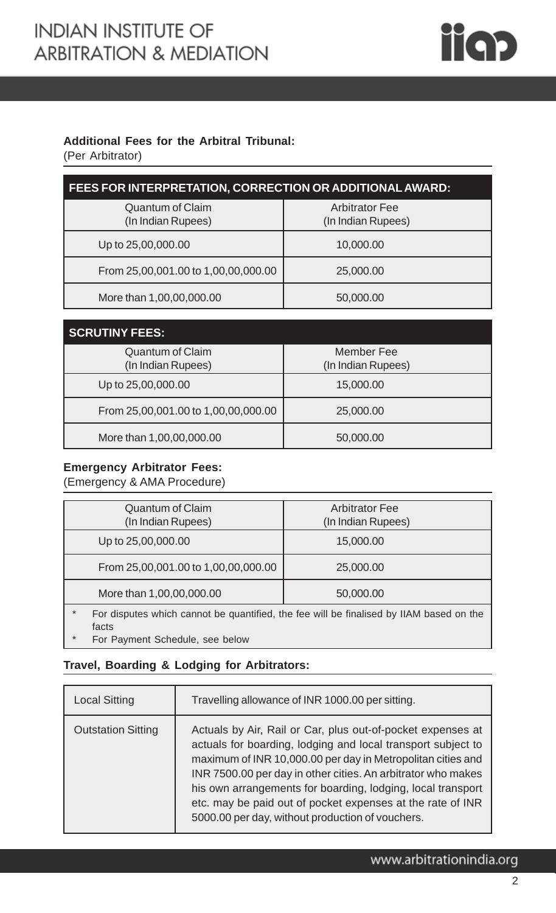**Additional Fees for the Arbitral Tribunal:**
(Per Arbitrator)

| FEES FOR INTERPRETATION, CORRECTION OR ADDITIONAL AWARD: | |
|---|---|
| Quantum of Claim (In Indian Rupees) | Arbitrator Fee (In Indian Rupees) |
| Up to 25,00,000.00 | 10,000.00 |
| From 25,00,001.00 to 1,00,00,000.00 | 25,000.00 |
| More than 1,00,00,000.00 | 50,000.00 |

| SCRUTINY FEES: | |
|---|---|
| Quantum of Claim (In Indian Rupees) | Member Fee (In Indian Rupees) |
| Up to 25,00,000.00 | 15,000.00 |
| From 25,00,001.00 to 1,00,00,000.00 | 25,000.00 |
| More than 1,00,00,000.00 | 50,000.00 |

**Emergency Arbitrator Fees:**
(Emergency & AMA Procedure)

| Quantum of Claim (In Indian Rupees) | Arbitrator Fee (In Indian Rupees) |
|---|---|
| Up to 25,00,000.00 | 15,000.00 |
| From 25,00,001.00 to 1,00,00,000.00 | 25,000.00 |
| More than 1,00,00,000.00 | 50,000.00 |

\* For disputes which cannot be quantified, the fee will be finalised by IIAM based on the facts

\* For Payment Schedule, see below

**Travel, Boarding & Lodging for Arbitrators:**

| | |
|---|---|
| Local Sitting | Travelling allowance of INR 1000.00 per sitting. |
| Outstation Sitting | Actuals by Air, Rail or Car, plus out-of-pocket expenses at actuals for boarding, lodging and local transport subject to maximum of INR 10,000.00 per day in Metropolitan cities and INR 7500.00 per day in other cities. An arbitrator who makes his own arrangements for boarding, lodging, local transport etc. may be paid out of pocket expenses at the rate of INR 5000.00 per day, without production of vouchers. |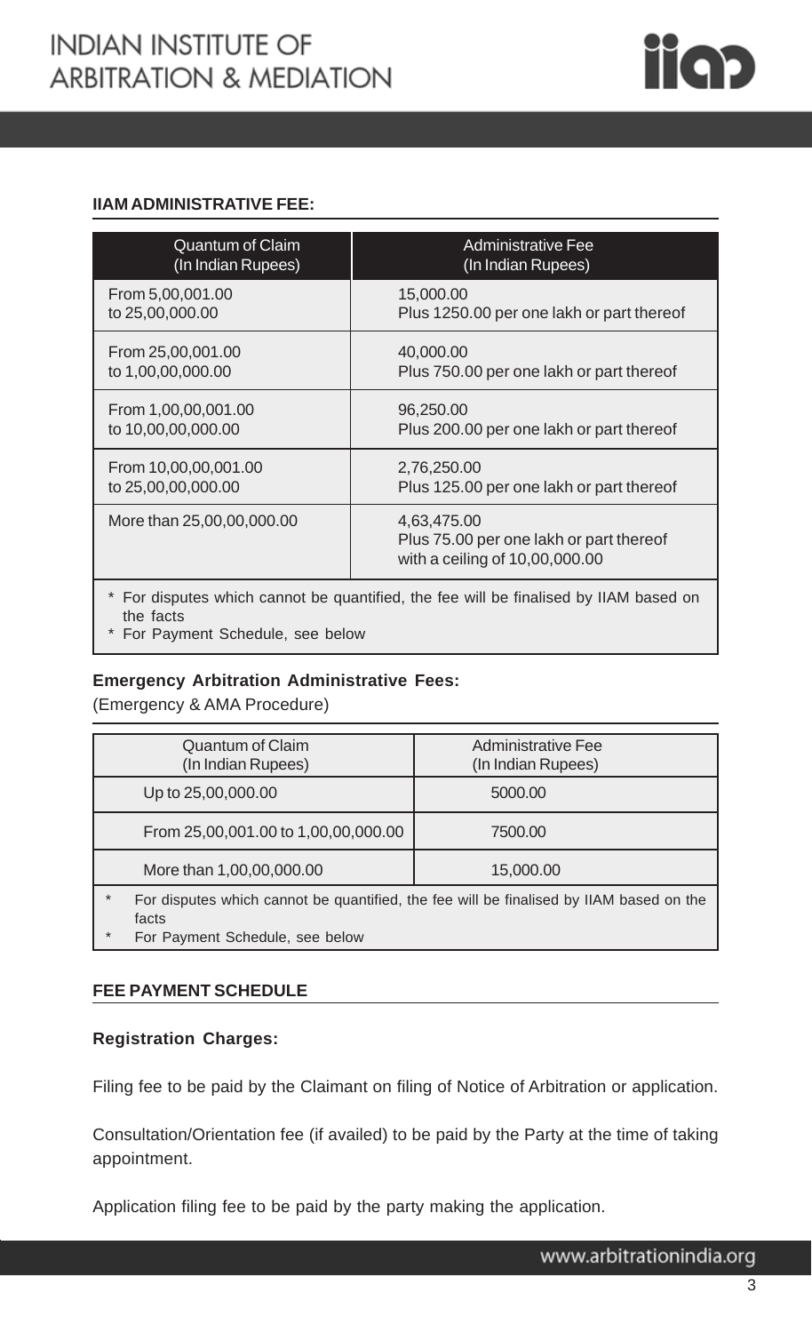## IIAM ADMINISTRATIVE FEE:

| Quantum of Claim (In Indian Rupees) | Administrative Fee (In Indian Rupees) |
| --- | --- |
| From 5,00,001.00 to 25,00,000.00 | 15,000.00 Plus 1250.00 per one lakh or part thereof |
| From 25,00,001.00 to 1,00,00,000.00 | 40,000.00 Plus 750.00 per one lakh or part thereof |
| From 1,00,00,001.00 to 10,00,00,000.00 | 96,250.00 Plus 200.00 per one lakh or part thereof |
| From 10,00,00,001.00 to 25,00,00,000.00 | 2,76,250.00 Plus 125.00 per one lakh or part thereof |
| More than 25,00,00,000.00 | 4,63,475.00 Plus 75.00 per one lakh or part thereof with a ceiling of 10,00,000.00 |

* For disputes which cannot be quantified, the fee will be finalised by IIAM based on the facts
* For Payment Schedule, see below

**Emergency Arbitration Administrative Fees:**

(Emergency & AMA Procedure)

| Quantum of Claim (In Indian Rupees) | Administrative Fee (In Indian Rupees) |
| --- | --- |
| Up to 25,00,000.00 | 5000.00 |
| From 25,00,001.00 to 1,00,00,000.00 | 7500.00 |
| More than 1,00,00,000.00 | 15,000.00 |

* For disputes which cannot be quantified, the fee will be finalised by IIAM based on the facts
* For Payment Schedule, see below

## FEE PAYMENT SCHEDULE

**Registration Charges:**

Filing fee to be paid by the Claimant on filing of Notice of Arbitration or application.

Consultation/Orientation fee (if availed) to be paid by the Party at the time of taking appointment.

Application filing fee to be paid by the party making the application.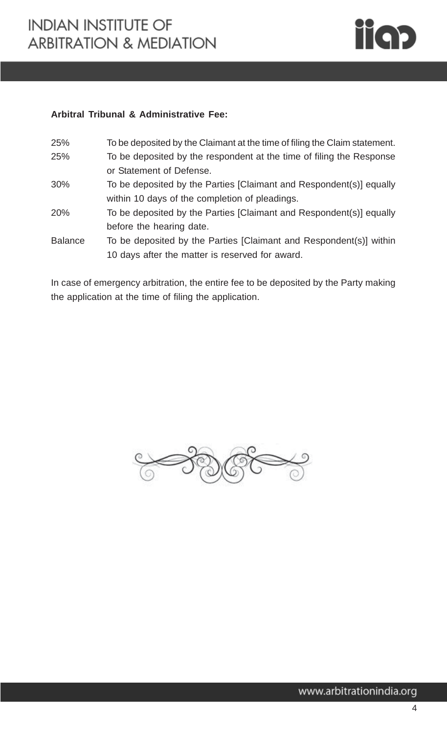**Arbitral Tribunal & Administrative Fee:**

| | |
|---|---|
| 25% | To be deposited by the Claimant at the time of filing the Claim statement. |
| 25% | To be deposited by the respondent at the time of filing the Response or Statement of Defense. |
| 30% | To be deposited by the Parties [Claimant and Respondent(s)] equally within 10 days of the completion of pleadings. |
| 20% | To be deposited by the Parties [Claimant and Respondent(s)] equally before the hearing date. |
| Balance | To be deposited by the Parties [Claimant and Respondent(s)] within 10 days after the matter is reserved for award. |

In case of emergency arbitration, the entire fee to be deposited by the Party making the application at the time of filing the application.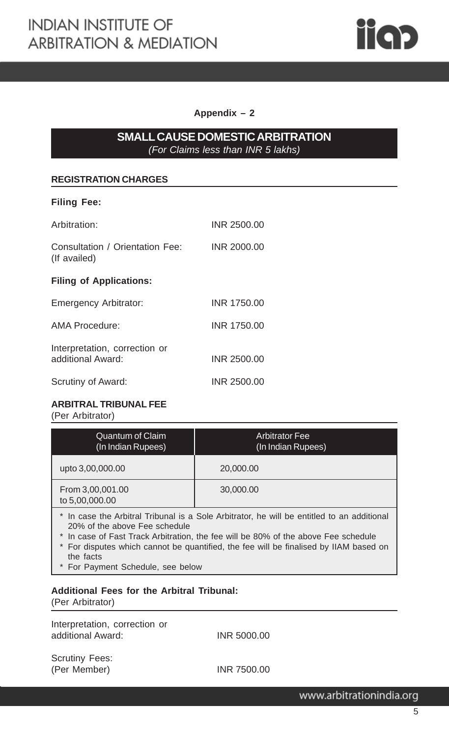## Appendix – 2

## SMALL CAUSE DOMESTIC ARBITRATION

*(For Claims less than INR 5 lakhs)*

### REGISTRATION CHARGES

**Filing Fee:**

| | |
|---|---|
| Arbitration: | INR 2500.00 |
| Consultation / Orientation Fee: (If availed) | INR 2000.00 |

**Filing of Applications:**

| | |
|---|---|
| Emergency Arbitrator: | INR 1750.00 |
| AMA Procedure: | INR 1750.00 |
| Interpretation, correction or additional Award: | INR 2500.00 |
| Scrutiny of Award: | INR 2500.00 |

### ARBITRAL TRIBUNAL FEE

(Per Arbitrator)

| Quantum of Claim (In Indian Rupees) | Arbitrator Fee (In Indian Rupees) |
|---|---|
| upto 3,00,000.00 | 20,000.00 |
| From 3,00,001.00 to 5,00,000.00 | 30,000.00 |

* In case the Arbitral Tribunal is a Sole Arbitrator, he will be entitled to an additional 20% of the above Fee schedule
* In case of Fast Track Arbitration, the fee will be 80% of the above Fee schedule
* For disputes which cannot be quantified, the fee will be finalised by IIAM based on the facts
* For Payment Schedule, see below

**Additional Fees for the Arbitral Tribunal:**

(Per Arbitrator)

| | |
|---|---|
| Interpretation, correction or additional Award: | INR 5000.00 |
| Scrutiny Fees: (Per Member) | INR 7500.00 |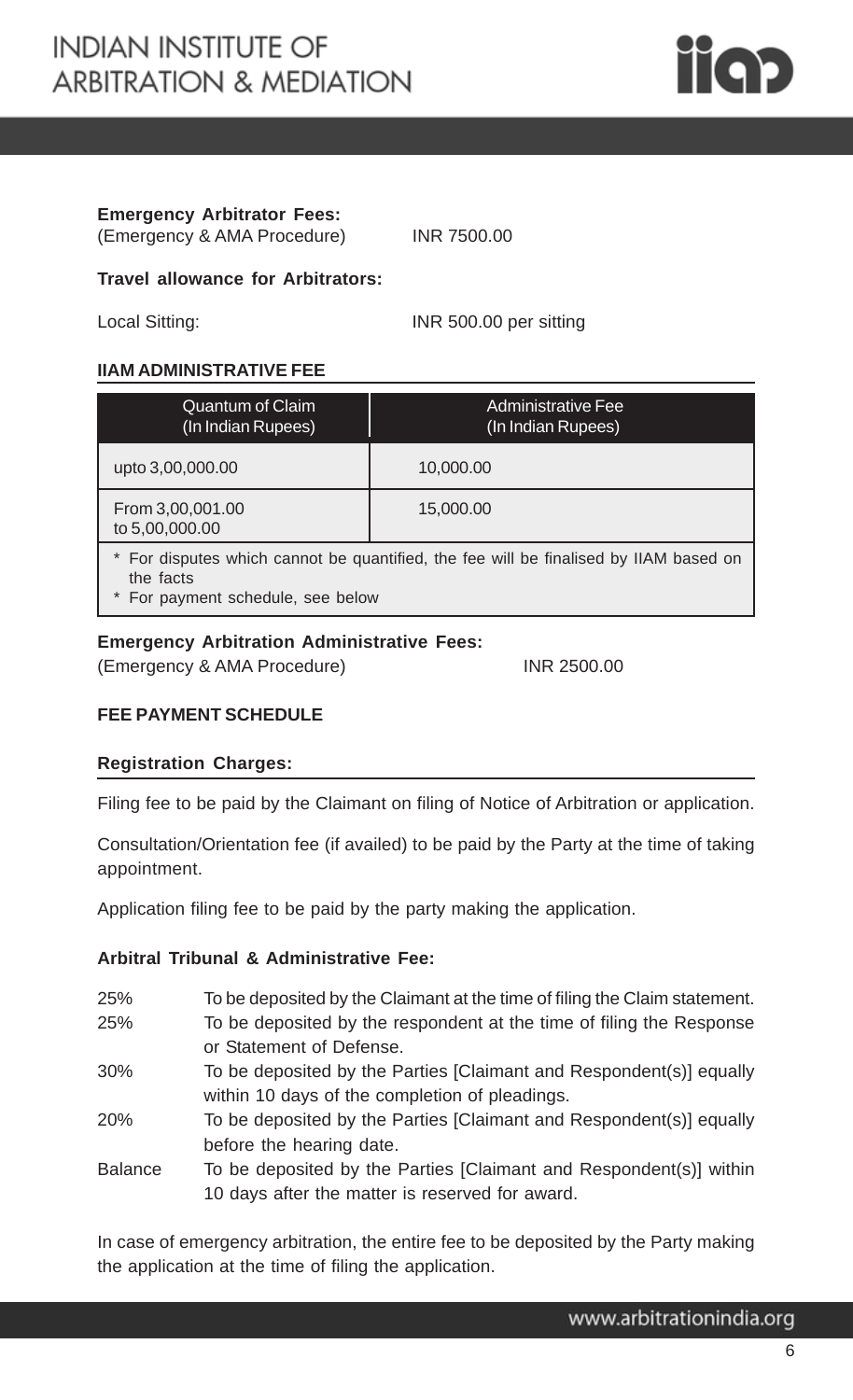**Emergency Arbitrator Fees:**
(Emergency & AMA Procedure) INR 7500.00

**Travel allowance for Arbitrators:**

Local Sitting: INR 500.00 per sitting

**IIAM ADMINISTRATIVE FEE**

| Quantum of Claim (In Indian Rupees) | Administrative Fee (In Indian Rupees) |
|---|---|
| upto 3,00,000.00 | 10,000.00 |
| From 3,00,001.00 to 5,00,000.00 | 15,000.00 |

* For disputes which cannot be quantified, the fee will be finalised by IIAM based on the facts
* For payment schedule, see below

**Emergency Arbitration Administrative Fees:**
(Emergency & AMA Procedure) INR 2500.00

**FEE PAYMENT SCHEDULE**

**Registration Charges:**

Filing fee to be paid by the Claimant on filing of Notice of Arbitration or application.

Consultation/Orientation fee (if availed) to be paid by the Party at the time of taking appointment.

Application filing fee to be paid by the party making the application.

**Arbitral Tribunal & Administrative Fee:**

| | |
|---|---|
| 25% | To be deposited by the Claimant at the time of filing the Claim statement. |
| 25% | To be deposited by the respondent at the time of filing the Response or Statement of Defense. |
| 30% | To be deposited by the Parties [Claimant and Respondent(s)] equally within 10 days of the completion of pleadings. |
| 20% | To be deposited by the Parties [Claimant and Respondent(s)] equally before the hearing date. |
| Balance | To be deposited by the Parties [Claimant and Respondent(s)] within 10 days after the matter is reserved for award. |

In case of emergency arbitration, the entire fee to be deposited by the Party making the application at the time of filing the application.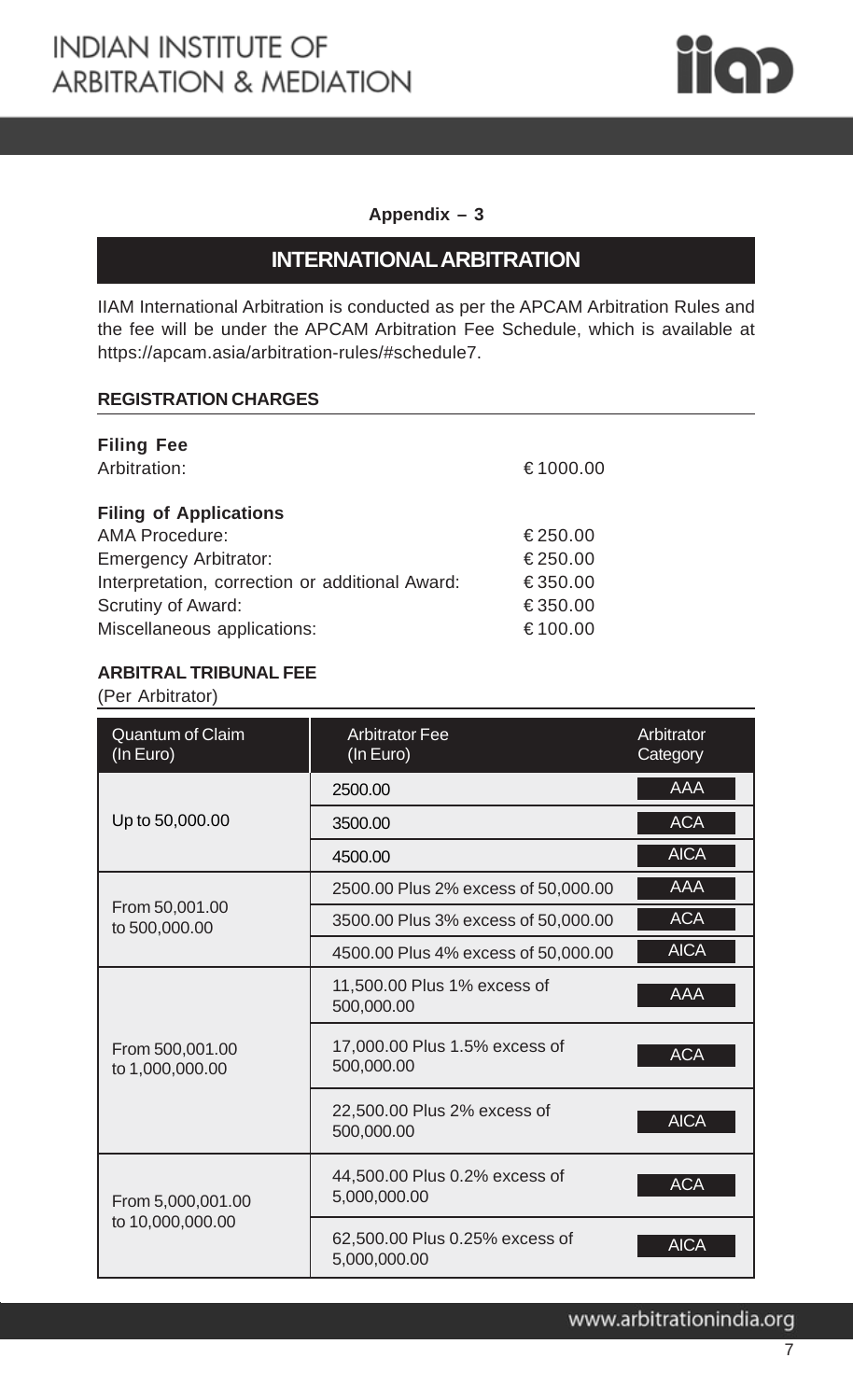**Appendix – 3**

## INTERNATIONAL ARBITRATION

IIAM International Arbitration is conducted as per the APCAM Arbitration Rules and the fee will be under the APCAM Arbitration Fee Schedule, which is available at https://apcam.asia/arbitration-rules/#schedule7.

### REGISTRATION CHARGES

**Filing Fee**

| | |
|---|---|
| Arbitration: | € 1000.00 |

**Filing of Applications**

| | |
|---|---|
| AMA Procedure: | € 250.00 |
| Emergency Arbitrator: | € 250.00 |
| Interpretation, correction or additional Award: | € 350.00 |
| Scrutiny of Award: | € 350.00 |
| Miscellaneous applications: | € 100.00 |

### ARBITRAL TRIBUNAL FEE

(Per Arbitrator)

| Quantum of Claim (In Euro) | Arbitrator Fee (In Euro) | Arbitrator Category |
|---|---|---|
| Up to 50,000.00 | 2500.00 | AAA |
| | 3500.00 | ACA |
| | 4500.00 | AICA |
| From 50,001.00 to 500,000.00 | 2500.00 Plus 2% excess of 50,000.00 | AAA |
| | 3500.00 Plus 3% excess of 50,000.00 | ACA |
| | 4500.00 Plus 4% excess of 50,000.00 | AICA |
| From 500,001.00 to 1,000,000.00 | 11,500.00 Plus 1% excess of 500,000.00 | AAA |
| | 17,000.00 Plus 1.5% excess of 500,000.00 | ACA |
| | 22,500.00 Plus 2% excess of 500,000.00 | AICA |
| From 5,000,001.00 to 10,000,000.00 | 44,500.00 Plus 0.2% excess of 5,000,000.00 | ACA |
| | 62,500.00 Plus 0.25% excess of 5,000,000.00 | AICA |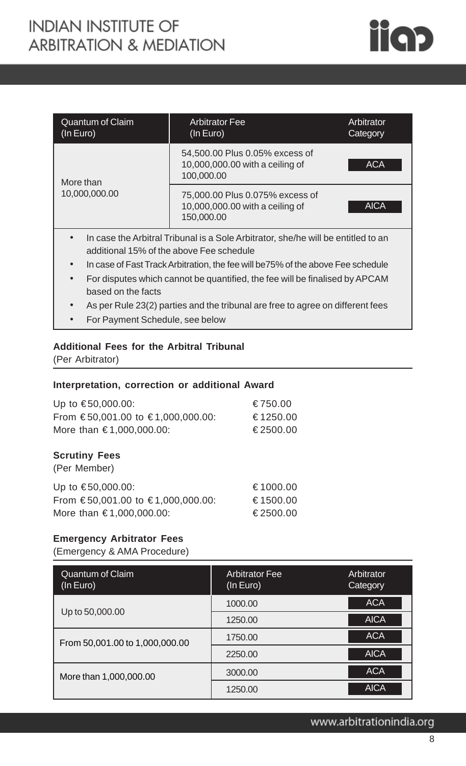| Quantum of Claim (In Euro) | Arbitrator Fee (In Euro) | Arbitrator Category |
|---|---|---|
| More than 10,000,000.00 | 54,500.00 Plus 0.05% excess of 10,000,000.00 with a ceiling of 100,000.00 | ACA |
| | 75,000.00 Plus 0.075% excess of 10,000,000.00 with a ceiling of 150,000.00 | AICA |

- In case the Arbitral Tribunal is a Sole Arbitrator, she/he will be entitled to an additional 15% of the above Fee schedule
- In case of Fast Track Arbitration, the fee will be75% of the above Fee schedule
- For disputes which cannot be quantified, the fee will be finalised by APCAM based on the facts
- As per Rule 23(2) parties and the tribunal are free to agree on different fees
- For Payment Schedule, see below

## Additional Fees for the Arbitral Tribunal

(Per Arbitrator)

### Interpretation, correction or additional Award

| | |
|---|---|
| Up to €50,000.00: | €750.00 |
| From €50,001.00 to €1,000,000.00: | €1250.00 |
| More than €1,000,000.00: | €2500.00 |

### Scrutiny Fees

(Per Member)

| | |
|---|---|
| Up to €50,000.00: | €1000.00 |
| From €50,001.00 to €1,000,000.00: | €1500.00 |
| More than €1,000,000.00: | €2500.00 |

### Emergency Arbitrator Fees

(Emergency & AMA Procedure)

| Quantum of Claim (In Euro) | Arbitrator Fee (In Euro) | Arbitrator Category |
|---|---|---|
| Up to 50,000.00 | 1000.00 | ACA |
| | 1250.00 | AICA |
| From 50,001.00 to 1,000,000.00 | 1750.00 | ACA |
| | 2250.00 | AICA |
| More than 1,000,000.00 | 3000.00 | ACA |
| | 1250.00 | AICA |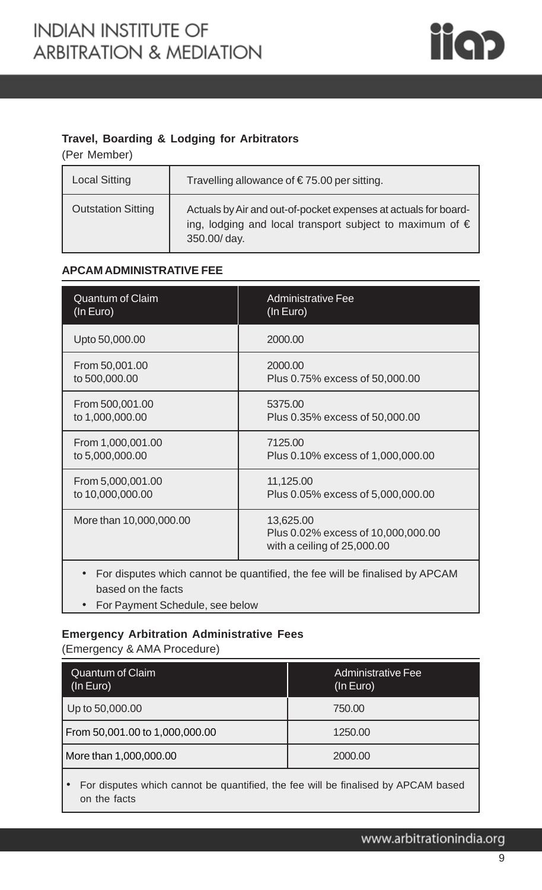### Travel, Boarding & Lodging for Arbitrators

(Per Member)

| | |
|---|---|
| Local Sitting | Travelling allowance of € 75.00 per sitting. |
| Outstation Sitting | Actuals by Air and out-of-pocket expenses at actuals for boarding, lodging and local transport subject to maximum of € 350.00/ day. |

### APCAM ADMINISTRATIVE FEE

| Quantum of Claim (In Euro) | Administrative Fee (In Euro) |
|---|---|
| Upto 50,000.00 | 2000.00 |
| From 50,001.00 to 500,000.00 | 2000.00 Plus 0.75% excess of 50,000.00 |
| From 500,001.00 to 1,000,000.00 | 5375.00 Plus 0.35% excess of 50,000.00 |
| From 1,000,001.00 to 5,000,000.00 | 7125.00 Plus 0.10% excess of 1,000,000.00 |
| From 5,000,001.00 to 10,000,000.00 | 11,125.00 Plus 0.05% excess of 5,000,000.00 |
| More than 10,000,000.00 | 13,625.00 Plus 0.02% excess of 10,000,000.00 with a ceiling of 25,000.00 |

- For disputes which cannot be quantified, the fee will be finalised by APCAM based on the facts
- For Payment Schedule, see below

### Emergency Arbitration Administrative Fees

(Emergency & AMA Procedure)

| Quantum of Claim (In Euro) | Administrative Fee (In Euro) |
|---|---|
| Up to 50,000.00 | 750.00 |
| From 50,001.00 to 1,000,000.00 | 1250.00 |
| More than 1,000,000.00 | 2000.00 |

- For disputes which cannot be quantified, the fee will be finalised by APCAM based on the facts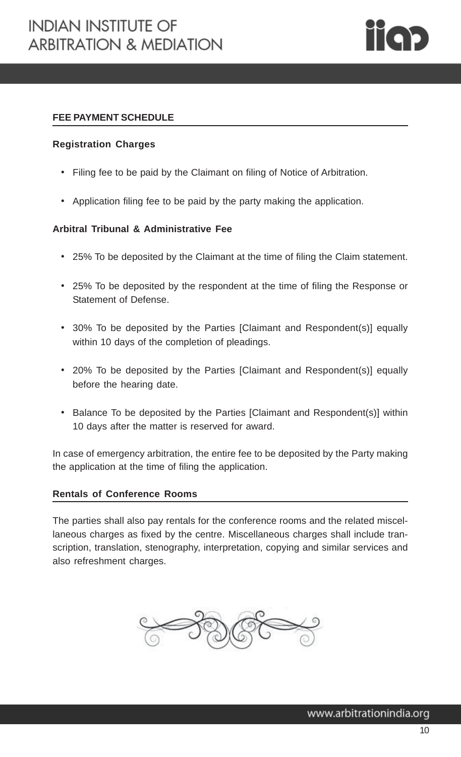## FEE PAYMENT SCHEDULE

### Registration Charges

- Filing fee to be paid by the Claimant on filing of Notice of Arbitration.
- Application filing fee to be paid by the party making the application.

### Arbitral Tribunal & Administrative Fee

- 25% To be deposited by the Claimant at the time of filing the Claim statement.
- 25% To be deposited by the respondent at the time of filing the Response or Statement of Defense.
- 30% To be deposited by the Parties [Claimant and Respondent(s)] equally within 10 days of the completion of pleadings.
- 20% To be deposited by the Parties [Claimant and Respondent(s)] equally before the hearing date.
- Balance To be deposited by the Parties [Claimant and Respondent(s)] within 10 days after the matter is reserved for award.

In case of emergency arbitration, the entire fee to be deposited by the Party making the application at the time of filing the application.

### Rentals of Conference Rooms

The parties shall also pay rentals for the conference rooms and the related miscellaneous charges as fixed by the centre. Miscellaneous charges shall include transcription, translation, stenography, interpretation, copying and similar services and also refreshment charges.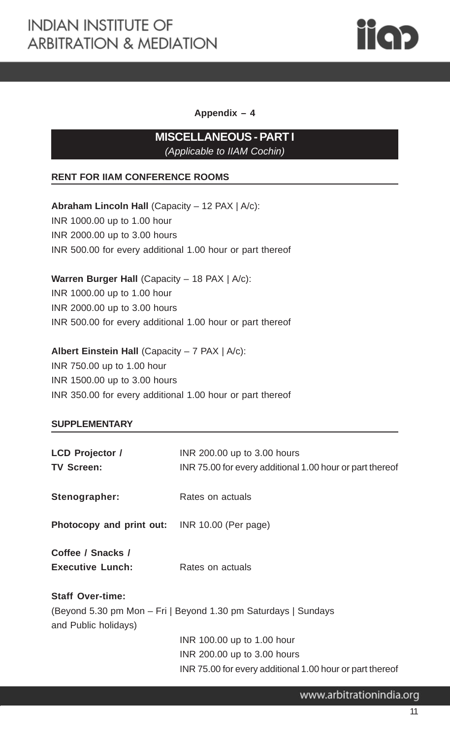Appendix – 4

## MISCELLANEOUS - PART I

*(Applicable to IIAM Cochin)*

### RENT FOR IIAM CONFERENCE ROOMS

**Abraham Lincoln Hall** (Capacity – 12 PAX | A/c):
INR 1000.00 up to 1.00 hour
INR 2000.00 up to 3.00 hours
INR 500.00 for every additional 1.00 hour or part thereof

**Warren Burger Hall** (Capacity – 18 PAX | A/c):
INR 1000.00 up to 1.00 hour
INR 2000.00 up to 3.00 hours
INR 500.00 for every additional 1.00 hour or part thereof

**Albert Einstein Hall** (Capacity – 7 PAX | A/c):
INR 750.00 up to 1.00 hour
INR 1500.00 up to 3.00 hours
INR 350.00 for every additional 1.00 hour or part thereof

### SUPPLEMENTARY

| | |
|---|---|
| **LCD Projector / TV Screen:** | INR 200.00 up to 3.00 hours<br>INR 75.00 for every additional 1.00 hour or part thereof |
| **Stenographer:** | Rates on actuals |
| **Photocopy and print out:** | INR 10.00 (Per page) |
| **Coffee / Snacks / Executive Lunch:** | Rates on actuals |

**Staff Over-time:**
(Beyond 5.30 pm Mon – Fri | Beyond 1.30 pm Saturdays | Sundays and Public holidays)

INR 100.00 up to 1.00 hour
INR 200.00 up to 3.00 hours
INR 75.00 for every additional 1.00 hour or part thereof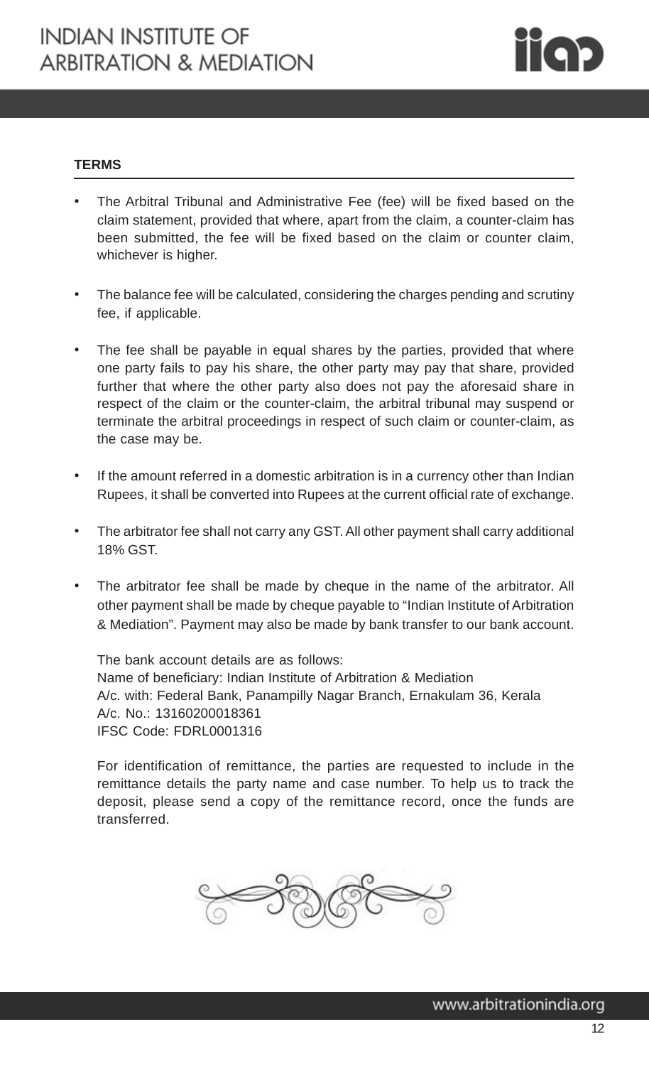## TERMS

- The Arbitral Tribunal and Administrative Fee (fee) will be fixed based on the claim statement, provided that where, apart from the claim, a counter-claim has been submitted, the fee will be fixed based on the claim or counter claim, whichever is higher.
- The balance fee will be calculated, considering the charges pending and scrutiny fee, if applicable.
- The fee shall be payable in equal shares by the parties, provided that where one party fails to pay his share, the other party may pay that share, provided further that where the other party also does not pay the aforesaid share in respect of the claim or the counter-claim, the arbitral tribunal may suspend or terminate the arbitral proceedings in respect of such claim or counter-claim, as the case may be.
- If the amount referred in a domestic arbitration is in a currency other than Indian Rupees, it shall be converted into Rupees at the current official rate of exchange.
- The arbitrator fee shall not carry any GST. All other payment shall carry additional 18% GST.
- The arbitrator fee shall be made by cheque in the name of the arbitrator. All other payment shall be made by cheque payable to "Indian Institute of Arbitration & Mediation". Payment may also be made by bank transfer to our bank account.

  The bank account details are as follows:
  Name of beneficiary: Indian Institute of Arbitration & Mediation
  A/c. with: Federal Bank, Panampilly Nagar Branch, Ernakulam 36, Kerala
  A/c. No.: 13160200018361
  IFSC Code: FDRL0001316

  For identification of remittance, the parties are requested to include in the remittance details the party name and case number. To help us to track the deposit, please send a copy of the remittance record, once the funds are transferred.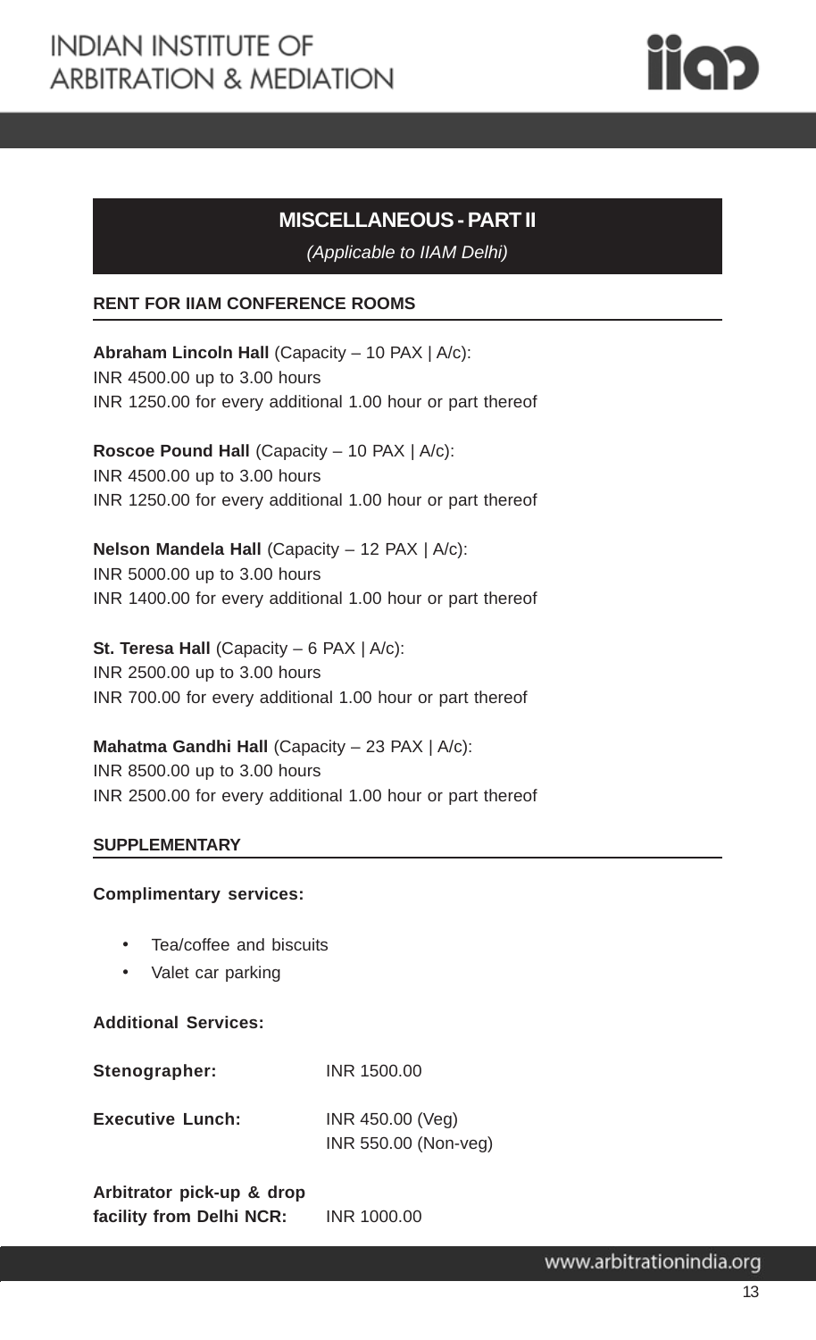## MISCELLANEOUS - PART II

*(Applicable to IIAM Delhi)*

### RENT FOR IIAM CONFERENCE ROOMS

**Abraham Lincoln Hall** (Capacity – 10 PAX | A/c):
INR 4500.00 up to 3.00 hours
INR 1250.00 for every additional 1.00 hour or part thereof

**Roscoe Pound Hall** (Capacity – 10 PAX | A/c):
INR 4500.00 up to 3.00 hours
INR 1250.00 for every additional 1.00 hour or part thereof

**Nelson Mandela Hall** (Capacity – 12 PAX | A/c):
INR 5000.00 up to 3.00 hours
INR 1400.00 for every additional 1.00 hour or part thereof

**St. Teresa Hall** (Capacity – 6 PAX | A/c):
INR 2500.00 up to 3.00 hours
INR 700.00 for every additional 1.00 hour or part thereof

**Mahatma Gandhi Hall** (Capacity – 23 PAX | A/c):
INR 8500.00 up to 3.00 hours
INR 2500.00 for every additional 1.00 hour or part thereof

### SUPPLEMENTARY

**Complimentary services:**

- Tea/coffee and biscuits
- Valet car parking

**Additional Services:**

| | |
|---|---|
| **Stenographer:** | INR 1500.00 |
| **Executive Lunch:** | INR 450.00 (Veg)<br>INR 550.00 (Non-veg) |
| **Arbitrator pick-up & drop facility from Delhi NCR:** | INR 1000.00 |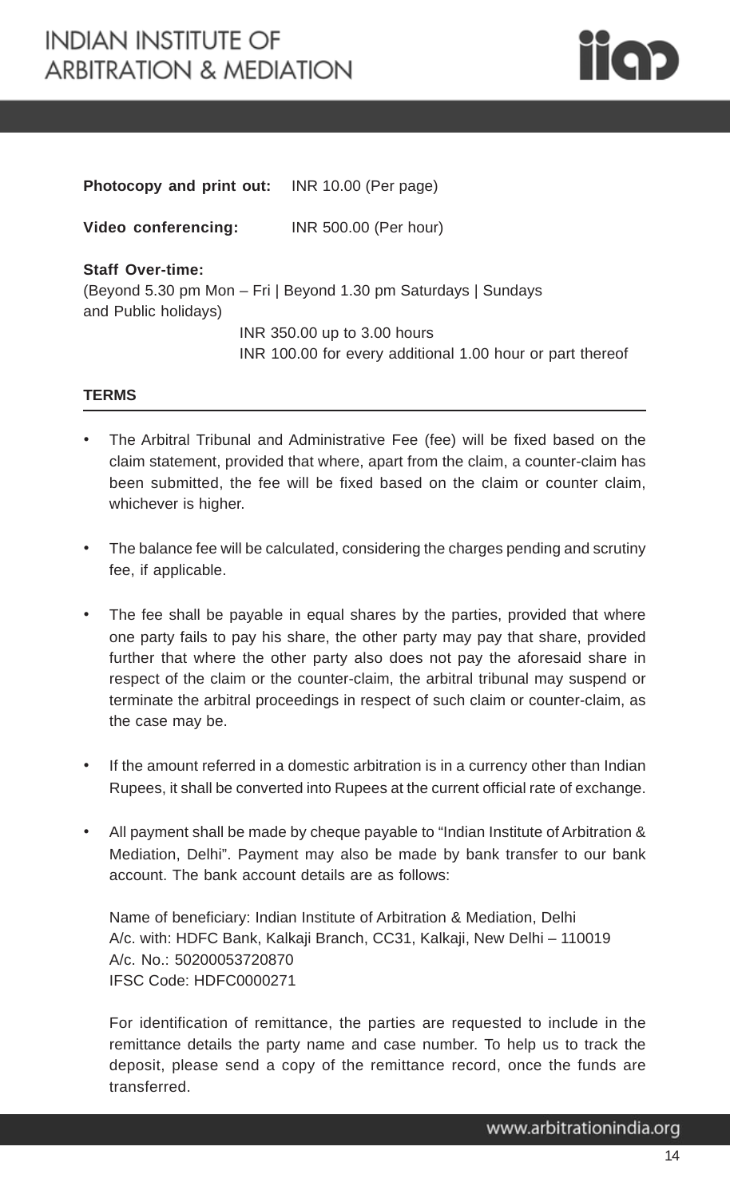**Photocopy and print out:** INR 10.00 (Per page)

**Video conferencing:** INR 500.00 (Per hour)

**Staff Over-time:**
(Beyond 5.30 pm Mon – Fri | Beyond 1.30 pm Saturdays | Sundays and Public holidays)

INR 350.00 up to 3.00 hours
INR 100.00 for every additional 1.00 hour or part thereof

## TERMS

- The Arbitral Tribunal and Administrative Fee (fee) will be fixed based on the claim statement, provided that where, apart from the claim, a counter-claim has been submitted, the fee will be fixed based on the claim or counter claim, whichever is higher.
- The balance fee will be calculated, considering the charges pending and scrutiny fee, if applicable.
- The fee shall be payable in equal shares by the parties, provided that where one party fails to pay his share, the other party may pay that share, provided further that where the other party also does not pay the aforesaid share in respect of the claim or the counter-claim, the arbitral tribunal may suspend or terminate the arbitral proceedings in respect of such claim or counter-claim, as the case may be.
- If the amount referred in a domestic arbitration is in a currency other than Indian Rupees, it shall be converted into Rupees at the current official rate of exchange.
- All payment shall be made by cheque payable to "Indian Institute of Arbitration & Mediation, Delhi". Payment may also be made by bank transfer to our bank account. The bank account details are as follows:

  Name of beneficiary: Indian Institute of Arbitration & Mediation, Delhi
  A/c. with: HDFC Bank, Kalkaji Branch, CC31, Kalkaji, New Delhi – 110019
  A/c. No.: 50200053720870
  IFSC Code: HDFC0000271

  For identification of remittance, the parties are requested to include in the remittance details the party name and case number. To help us to track the deposit, please send a copy of the remittance record, once the funds are transferred.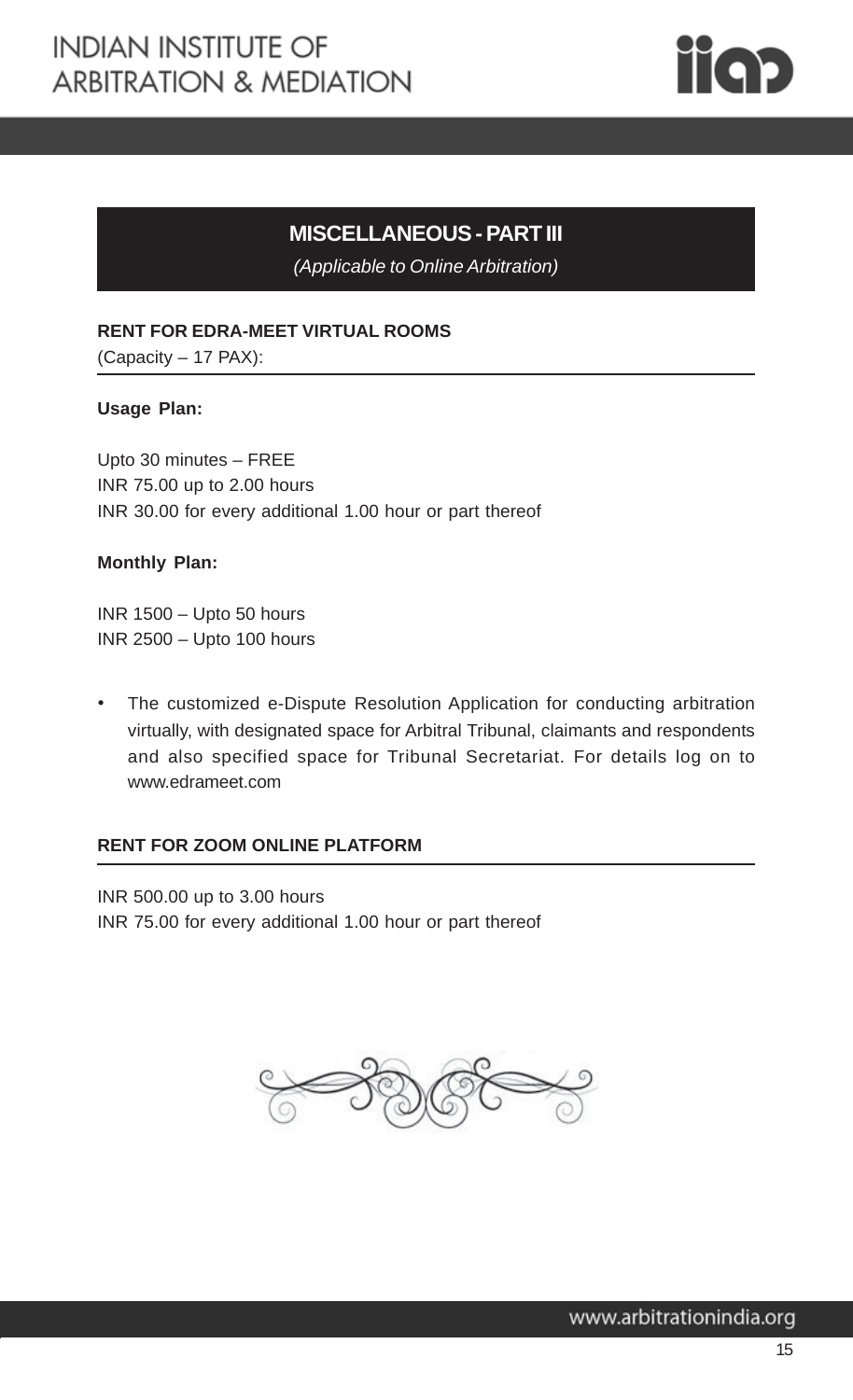## MISCELLANEOUS - PART III

*(Applicable to Online Arbitration)*

**RENT FOR EDRA-MEET VIRTUAL ROOMS**
(Capacity – 17 PAX):

**Usage Plan:**

Upto 30 minutes – FREE
INR 75.00 up to 2.00 hours
INR 30.00 for every additional 1.00 hour or part thereof

**Monthly Plan:**

INR 1500 – Upto 50 hours
INR 2500 – Upto 100 hours

- The customized e-Dispute Resolution Application for conducting arbitration virtually, with designated space for Arbitral Tribunal, claimants and respondents and also specified space for Tribunal Secretariat. For details log on to www.edrameet.com

**RENT FOR ZOOM ONLINE PLATFORM**

INR 500.00 up to 3.00 hours
INR 75.00 for every additional 1.00 hour or part thereof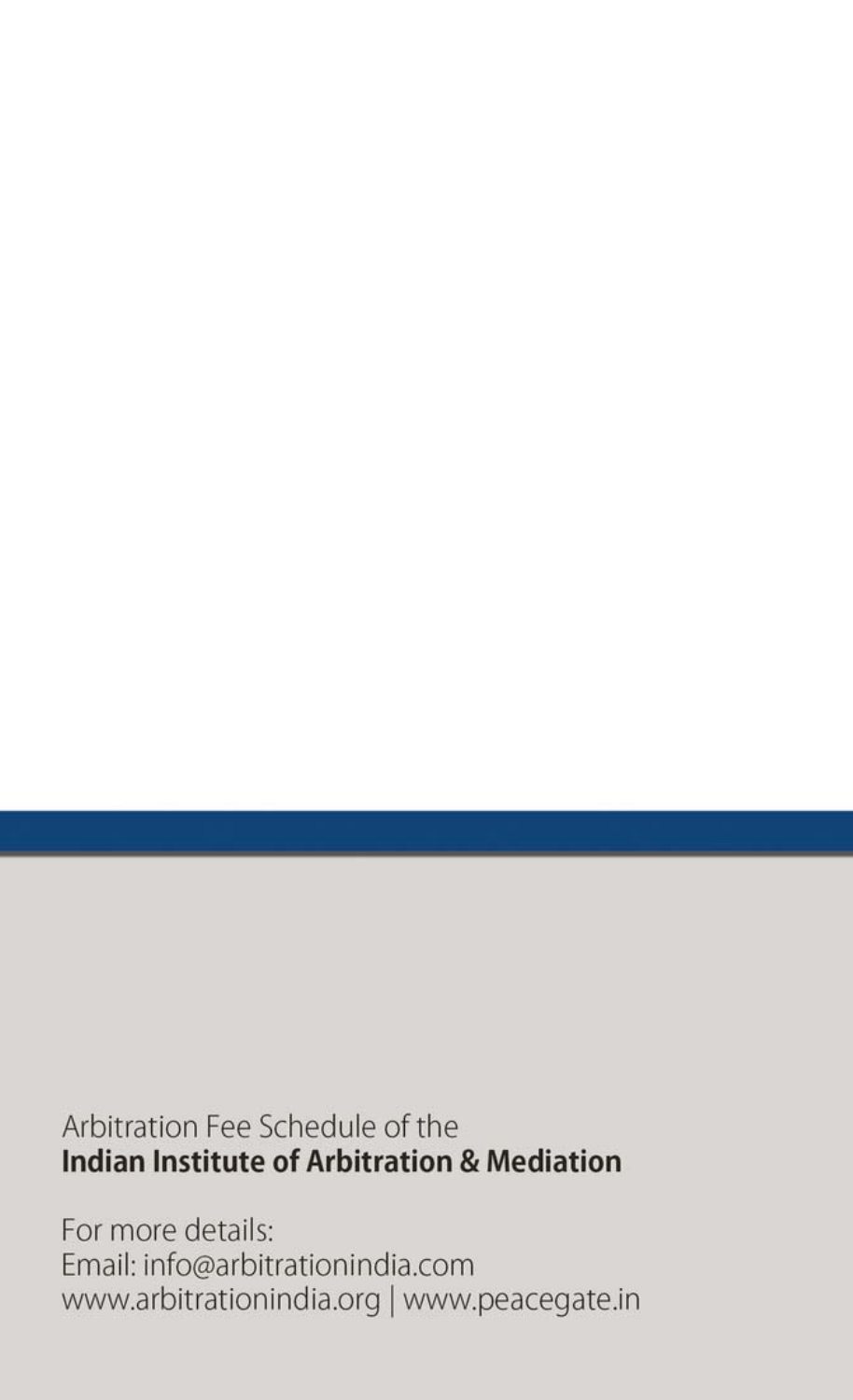Arbitration Fee Schedule of the
**Indian Institute of Arbitration & Mediation**

For more details:
Email: info@arbitrationindia.com
www.arbitrationindia.org | www.peacegate.in